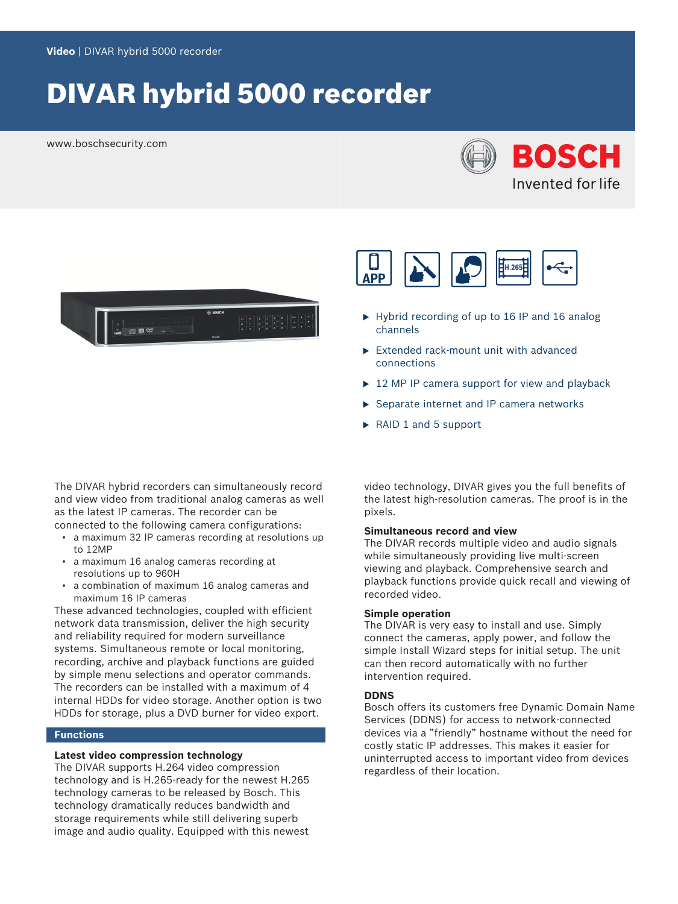Video | DIVAR hybrid 5000 recorder

# DIVAR hybrid 5000 recorder

www.boschsecurity.com

- Hybrid recording of up to 16 IP and 16 analog channels
- Extended rack-mount unit with advanced connections
- 12 MP IP camera support for view and playback
- Separate internet and IP camera networks
- RAID 1 and 5 support

The DIVAR hybrid recorders can simultaneously record and view video from traditional analog cameras as well as the latest IP cameras. The recorder can be connected to the following camera configurations:

- a maximum 32 IP cameras recording at resolutions up to 12MP
- a maximum 16 analog cameras recording at resolutions up to 960H
- a combination of maximum 16 analog cameras and maximum 16 IP cameras

These advanced technologies, coupled with efficient network data transmission, deliver the high security and reliability required for modern surveillance systems. Simultaneous remote or local monitoring, recording, archive and playback functions are guided by simple menu selections and operator commands. The recorders can be installed with a maximum of 4 internal HDDs for video storage. Another option is two HDDs for storage, plus a DVD burner for video export.

## Functions

### Latest video compression technology

The DIVAR supports H.264 video compression technology and is H.265-ready for the newest H.265 technology cameras to be released by Bosch. This technology dramatically reduces bandwidth and storage requirements while still delivering superb image and audio quality. Equipped with this newest video technology, DIVAR gives you the full benefits of the latest high-resolution cameras. The proof is in the pixels.

### Simultaneous record and view

The DIVAR records multiple video and audio signals while simultaneously providing live multi-screen viewing and playback. Comprehensive search and playback functions provide quick recall and viewing of recorded video.

### Simple operation

The DIVAR is very easy to install and use. Simply connect the cameras, apply power, and follow the simple Install Wizard steps for initial setup. The unit can then record automatically with no further intervention required.

### DDNS

Bosch offers its customers free Dynamic Domain Name Services (DDNS) for access to network-connected devices via a ”friendly” hostname without the need for costly static IP addresses. This makes it easier for uninterrupted access to important video from devices regardless of their location.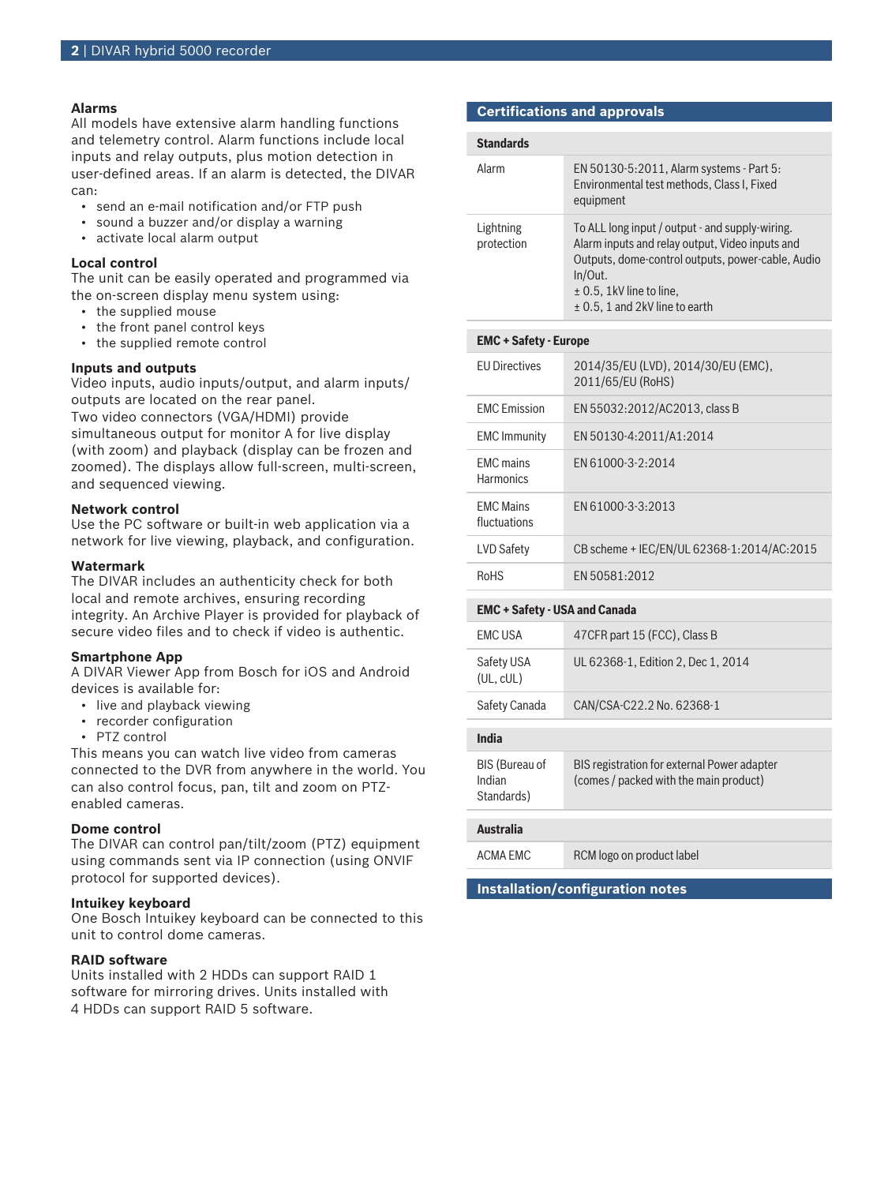### Alarms

All models have extensive alarm handling functions and telemetry control. Alarm functions include local inputs and relay outputs, plus motion detection in user-defined areas. If an alarm is detected, the DIVAR can:

- send an e-mail notification and/or FTP push
- sound a buzzer and/or display a warning
- activate local alarm output

### Local control

The unit can be easily operated and programmed via the on-screen display menu system using:

- the supplied mouse
- the front panel control keys
- the supplied remote control

### Inputs and outputs

Video inputs, audio inputs/output, and alarm inputs/outputs are located on the rear panel.
Two video connectors (VGA/HDMI) provide simultaneous output for monitor A for live display (with zoom) and playback (display can be frozen and zoomed). The displays allow full-screen, multi-screen, and sequenced viewing.

### Network control

Use the PC software or built-in web application via a network for live viewing, playback, and configuration.

### Watermark

The DIVAR includes an authenticity check for both local and remote archives, ensuring recording integrity. An Archive Player is provided for playback of secure video files and to check if video is authentic.

### Smartphone App

A DIVAR Viewer App from Bosch for iOS and Android devices is available for:

- live and playback viewing
- recorder configuration
- PTZ control

This means you can watch live video from cameras connected to the DVR from anywhere in the world. You can also control focus, pan, tilt and zoom on PTZ-enabled cameras.

### Dome control

The DIVAR can control pan/tilt/zoom (PTZ) equipment using commands sent via IP connection (using ONVIF protocol for supported devices).

### Intuikey keyboard

One Bosch Intuikey keyboard can be connected to this unit to control dome cameras.

### RAID software

Units installed with 2 HDDs can support RAID 1 software for mirroring drives. Units installed with 4 HDDs can support RAID 5 software.

## Certifications and approvals

| **Standards** | |
|---|---|
| Alarm | EN 50130-5:2011, Alarm systems - Part 5: Environmental test methods, Class I, Fixed equipment |
| Lightning protection | To ALL long input / output - and supply-wiring. Alarm inputs and relay output, Video inputs and Outputs, dome-control outputs, power-cable, Audio In/Out.<br>± 0.5, 1kV line to line,<br>± 0.5, 1 and 2kV line to earth |

| **EMC + Safety - Europe** | |
|---|---|
| EU Directives | 2014/35/EU (LVD), 2014/30/EU (EMC), 2011/65/EU (RoHS) |
| EMC Emission | EN 55032:2012/AC2013, class B |
| EMC Immunity | EN 50130-4:2011/A1:2014 |
| EMC mains Harmonics | EN 61000-3-2:2014 |
| EMC Mains fluctuations | EN 61000-3-3:2013 |
| LVD Safety | CB scheme + IEC/EN/UL 62368-1:2014/AC:2015 |
| RoHS | EN 50581:2012 |

| **EMC + Safety - USA and Canada** | |
|---|---|
| EMC USA | 47CFR part 15 (FCC), Class B |
| Safety USA (UL, cUL) | UL 62368-1, Edition 2, Dec 1, 2014 |
| Safety Canada | CAN/CSA-C22.2 No. 62368-1 |

| **India** | |
|---|---|
| BIS (Bureau of Indian Standards) | BIS registration for external Power adapter (comes / packed with the main product) |

| **Australia** | |
|---|---|
| ACMA EMC | RCM logo on product label |

## Installation/configuration notes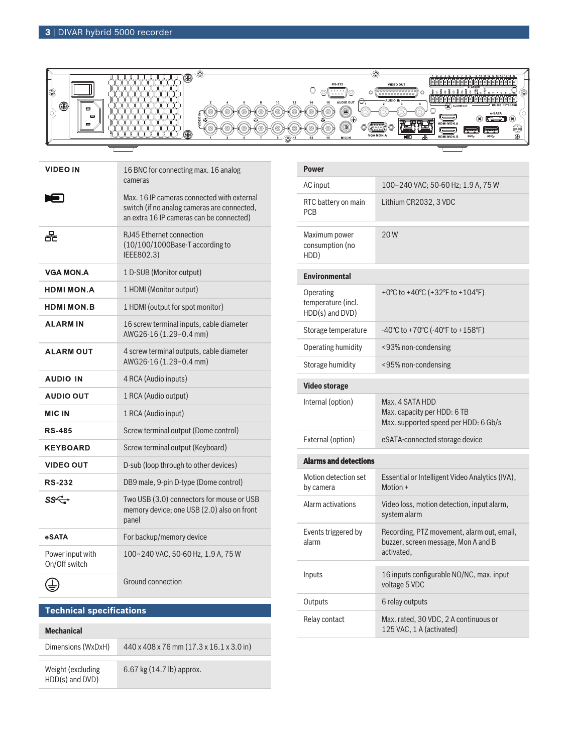| | |
|---|---|
| **VIDEO IN** | 16 BNC for connecting max. 16 analog cameras |
| (IP camera icon) | Max. 16 IP cameras connected with external switch (if no analog cameras are connected, an extra 16 IP cameras can be connected) |
| (Network icon) | RJ45 Ethernet connection (10/100/1000Base-T according to IEEE802.3) |
| **VGA MON.A** | 1 D-SUB (Monitor output) |
| **HDMI MON.A** | 1 HDMI (Monitor output) |
| **HDMI MON.B** | 1 HDMI (output for spot monitor) |
| **ALARM IN** | 16 screw terminal inputs, cable diameter AWG26-16 (1.29–0.4 mm) |
| **ALARM OUT** | 4 screw terminal outputs, cable diameter AWG26-16 (1.29–0.4 mm) |
| **AUDIO IN** | 4 RCA (Audio inputs) |
| **AUDIO OUT** | 1 RCA (Audio output) |
| **MIC IN** | 1 RCA (Audio input) |
| **RS-485** | Screw terminal output (Dome control) |
| **KEYBOARD** | Screw terminal output (Keyboard) |
| **VIDEO OUT** | D-sub (loop through to other devices) |
| **RS-232** | DB9 male, 9-pin D-type (Dome control) |
| (USB SS icon) | Two USB (3.0) connectors for mouse or USB memory device; one USB (2.0) also on front panel |
| **eSATA** | For backup/memory device |
| Power input with On/Off switch | 100~240 VAC, 50-60 Hz, 1.9 A, 75 W |
| (Ground icon) | Ground connection |

## Technical specifications

| **Mechanical** | |
|---|---|
| Dimensions (WxDxH) | 440 x 408 x 76 mm (17.3 x 16.1 x 3.0 in) |
| Weight (excluding HDD(s) and DVD) | 6.67 kg (14.7 lb) approx. |

| **Power** | |
|---|---|
| AC input | 100–240 VAC; 50-60 Hz; 1.9 A, 75 W |
| RTC battery on main PCB | Lithium CR2032, 3 VDC |
| Maximum power consumption (no HDD) | 20 W |

| **Environmental** | |
|---|---|
| Operating temperature (incl. HDD(s) and DVD) | +0°C to +40°C (+32°F to +104°F) |
| Storage temperature | -40°C to +70°C (-40°F to +158°F) |
| Operating humidity | <93% non-condensing |
| Storage humidity | <95% non-condensing |

| **Video storage** | |
|---|---|
| Internal (option) | Max. 4 SATA HDD<br>Max. capacity per HDD: 6 TB<br>Max. supported speed per HDD: 6 Gb/s |
| External (option) | eSATA-connected storage device |

| **Alarms and detections** | |
|---|---|
| Motion detection set by camera | Essential or Intelligent Video Analytics (IVA), Motion + |
| Alarm activations | Video loss, motion detection, input alarm, system alarm |
| Events triggered by alarm | Recording, PTZ movement, alarm out, email, buzzer, screen message, Mon A and B activated, |
| Inputs | 16 inputs configurable NO/NC, max. input voltage 5 VDC |
| Outputs | 6 relay outputs |
| Relay contact | Max. rated, 30 VDC, 2 A continuous or 125 VAC, 1 A (activated) |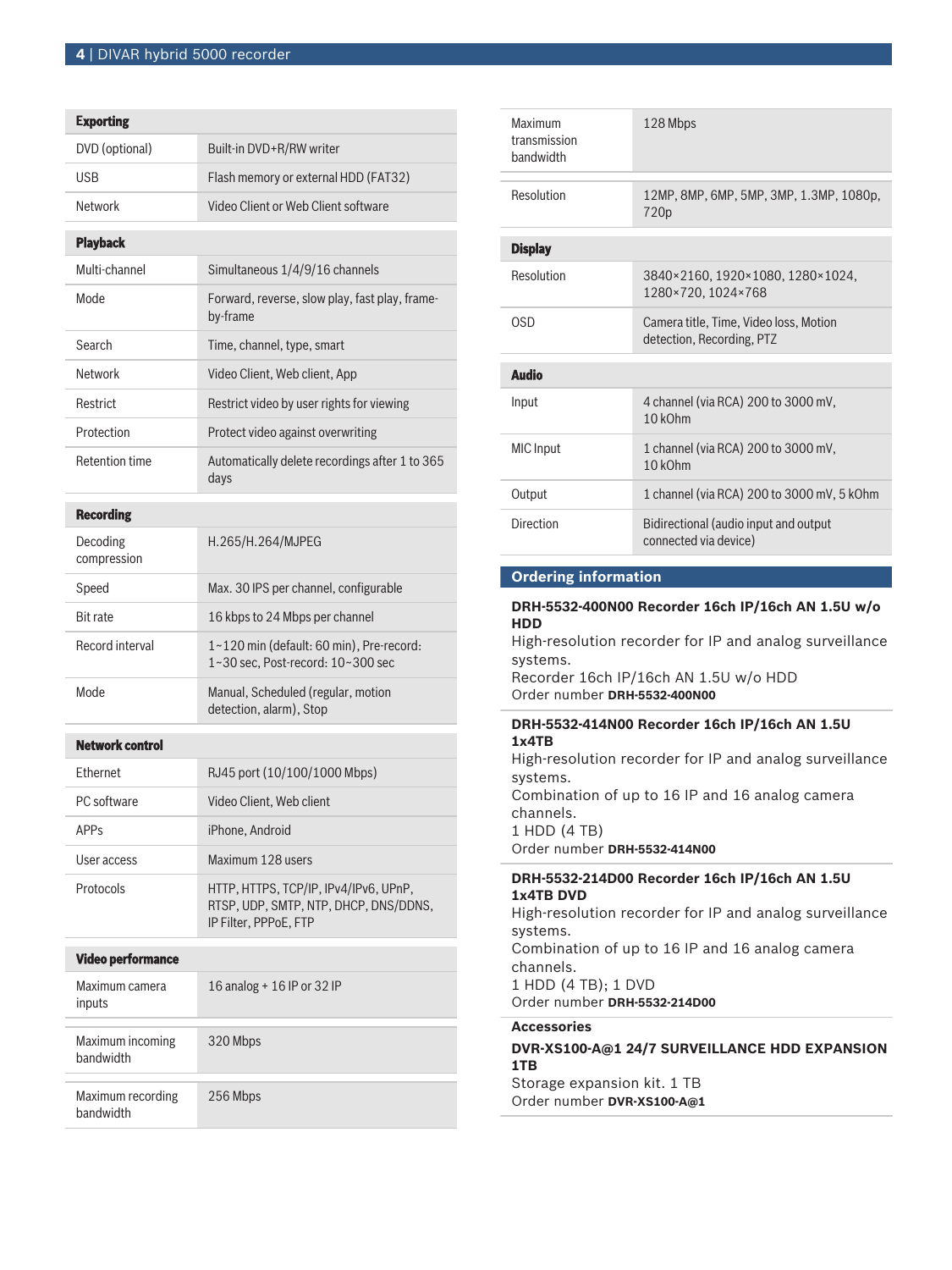| Exporting | |
| --- | --- |
| DVD (optional) | Built-in DVD+R/RW writer |
| USB | Flash memory or external HDD (FAT32) |
| Network | Video Client or Web Client software |

| Playback | |
| --- | --- |
| Multi-channel | Simultaneous 1/4/9/16 channels |
| Mode | Forward, reverse, slow play, fast play, frame-by-frame |
| Search | Time, channel, type, smart |
| Network | Video Client, Web client, App |
| Restrict | Restrict video by user rights for viewing |
| Protection | Protect video against overwriting |
| Retention time | Automatically delete recordings after 1 to 365 days |

| Recording | |
| --- | --- |
| Decoding compression | H.265/H.264/MJPEG |
| Speed | Max. 30 IPS per channel, configurable |
| Bit rate | 16 kbps to 24 Mbps per channel |
| Record interval | 1~120 min (default: 60 min), Pre-record: 1~30 sec, Post-record: 10~300 sec |
| Mode | Manual, Scheduled (regular, motion detection, alarm), Stop |

| Network control | |
| --- | --- |
| Ethernet | RJ45 port (10/100/1000 Mbps) |
| PC software | Video Client, Web client |
| APPs | iPhone, Android |
| User access | Maximum 128 users |
| Protocols | HTTP, HTTPS, TCP/IP, IPv4/IPv6, UPnP, RTSP, UDP, SMTP, NTP, DHCP, DNS/DDNS, IP Filter, PPPoE, FTP |

| Video performance | |
| --- | --- |
| Maximum camera inputs | 16 analog + 16 IP or 32 IP |
| Maximum incoming bandwidth | 320 Mbps |
| Maximum recording bandwidth | 256 Mbps |
| Maximum transmission bandwidth | 128 Mbps |
| Resolution | 12MP, 8MP, 6MP, 5MP, 3MP, 1.3MP, 1080p, 720p |

| Display | |
| --- | --- |
| Resolution | 3840×2160, 1920×1080, 1280×1024, 1280×720, 1024×768 |
| OSD | Camera title, Time, Video loss, Motion detection, Recording, PTZ |

| Audio | |
| --- | --- |
| Input | 4 channel (via RCA) 200 to 3000 mV, 10 kOhm |
| MIC Input | 1 channel (via RCA) 200 to 3000 mV, 10 kOhm |
| Output | 1 channel (via RCA) 200 to 3000 mV, 5 kOhm |
| Direction | Bidirectional (audio input and output connected via device) |

## Ordering information

**DRH-5532-400N00 Recorder 16ch IP/16ch AN 1.5U w/o HDD**
High-resolution recorder for IP and analog surveillance systems.
Recorder 16ch IP/16ch AN 1.5U w/o HDD
Order number **DRH-5532-400N00**

**DRH-5532-414N00 Recorder 16ch IP/16ch AN 1.5U 1x4TB**
High-resolution recorder for IP and analog surveillance systems.
Combination of up to 16 IP and 16 analog camera channels.
1 HDD (4 TB)
Order number **DRH-5532-414N00**

**DRH-5532-214D00 Recorder 16ch IP/16ch AN 1.5U 1x4TB DVD**
High-resolution recorder for IP and analog surveillance systems.
Combination of up to 16 IP and 16 analog camera channels.
1 HDD (4 TB); 1 DVD
Order number **DRH-5532-214D00**

### Accessories

**DVR-XS100-A@1 24/7 SURVEILLANCE HDD EXPANSION 1TB**
Storage expansion kit. 1 TB
Order number **DVR-XS100-A@1**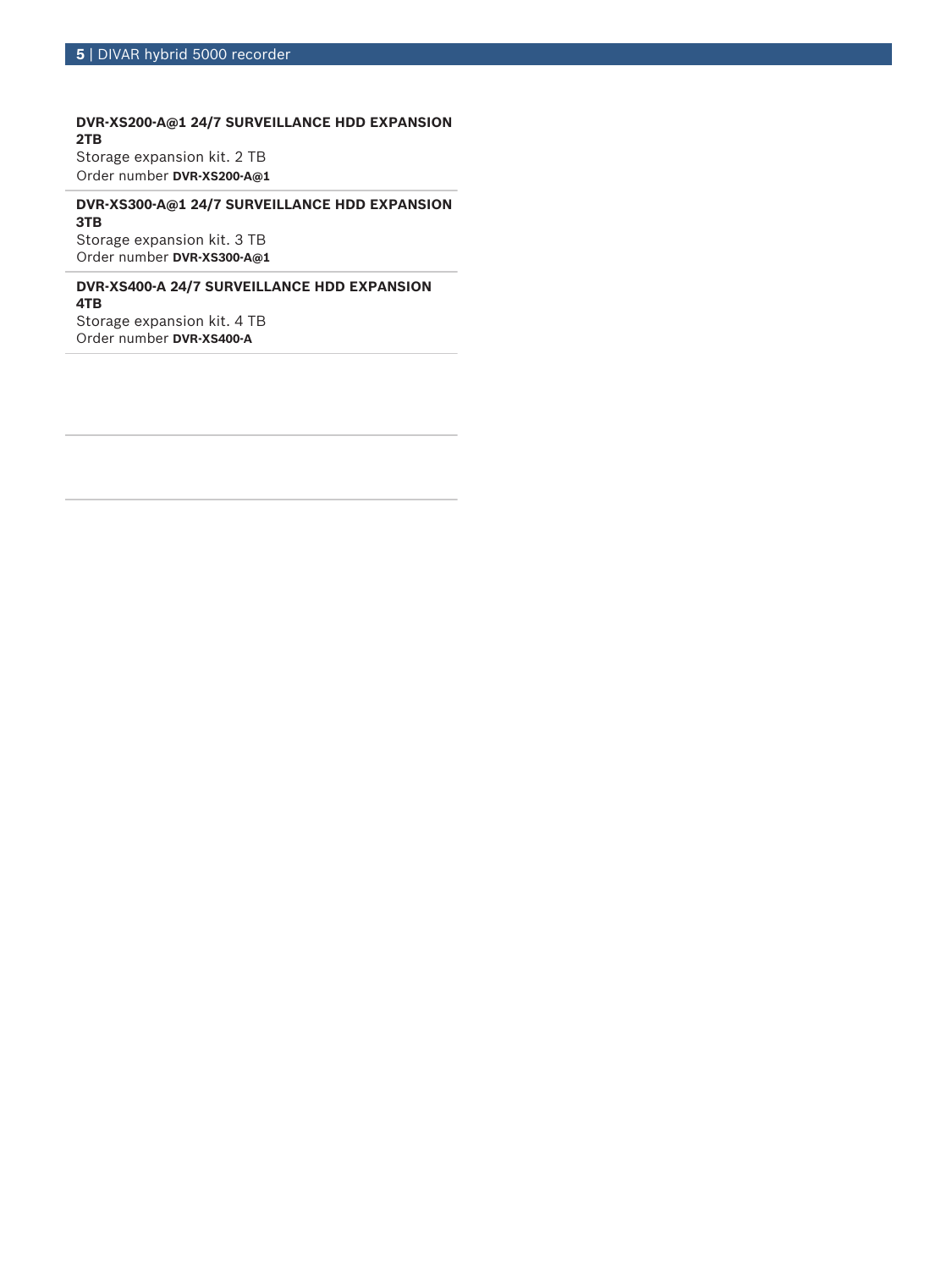**DVR-XS200-A@1 24/7 SURVEILLANCE HDD EXPANSION 2TB**
Storage expansion kit. 2 TB
Order number **DVR-XS200-A@1**

**DVR-XS300-A@1 24/7 SURVEILLANCE HDD EXPANSION 3TB**
Storage expansion kit. 3 TB
Order number **DVR-XS300-A@1**

**DVR-XS400-A 24/7 SURVEILLANCE HDD EXPANSION 4TB**
Storage expansion kit. 4 TB
Order number **DVR-XS400-A**